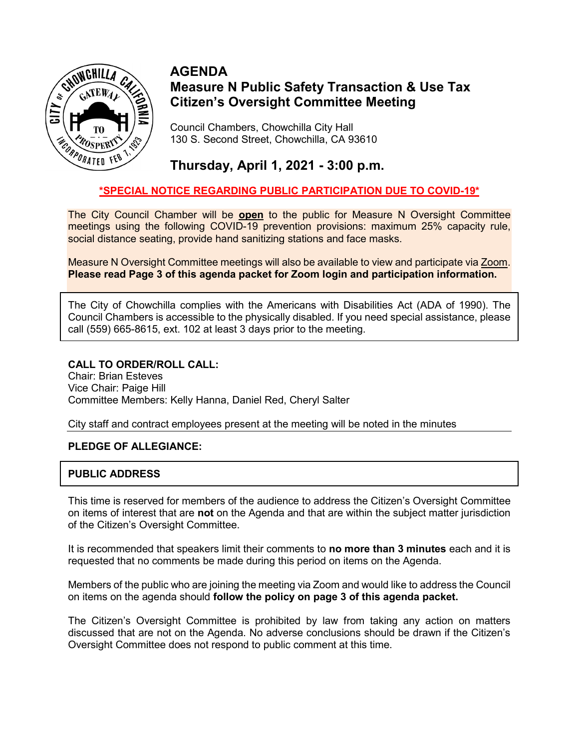# AGENDA

## Measure N Public Safety Transaction & Use Tax Citizen's Oversight Committee Meeting

Council Chambers, Chowchilla City Hall
130 S. Second Street, Chowchilla, CA 93610

## Thursday, April 1, 2021 - 3:00 p.m.

**\*SPECIAL NOTICE REGARDING PUBLIC PARTICIPATION DUE TO COVID-19\***

The City Council Chamber will be **open** to the public for Measure N Oversight Committee meetings using the following COVID-19 prevention provisions: maximum 25% capacity rule, social distance seating, provide hand sanitizing stations and face masks.

Measure N Oversight Committee meetings will also be available to view and participate via Zoom. **Please read Page 3 of this agenda packet for Zoom login and participation information.**

The City of Chowchilla complies with the Americans with Disabilities Act (ADA of 1990). The Council Chambers is accessible to the physically disabled. If you need special assistance, please call (559) 665-8615, ext. 102 at least 3 days prior to the meeting.

**CALL TO ORDER/ROLL CALL:**
Chair: Brian Esteves
Vice Chair: Paige Hill
Committee Members: Kelly Hanna, Daniel Red, Cheryl Salter

City staff and contract employees present at the meeting will be noted in the minutes

**PLEDGE OF ALLEGIANCE:**

**PUBLIC ADDRESS**

This time is reserved for members of the audience to address the Citizen's Oversight Committee on items of interest that are **not** on the Agenda and that are within the subject matter jurisdiction of the Citizen's Oversight Committee.

It is recommended that speakers limit their comments to **no more than 3 minutes** each and it is requested that no comments be made during this period on items on the Agenda.

Members of the public who are joining the meeting via Zoom and would like to address the Council on items on the agenda should **follow the policy on page 3 of this agenda packet.**

The Citizen's Oversight Committee is prohibited by law from taking any action on matters discussed that are not on the Agenda. No adverse conclusions should be drawn if the Citizen's Oversight Committee does not respond to public comment at this time.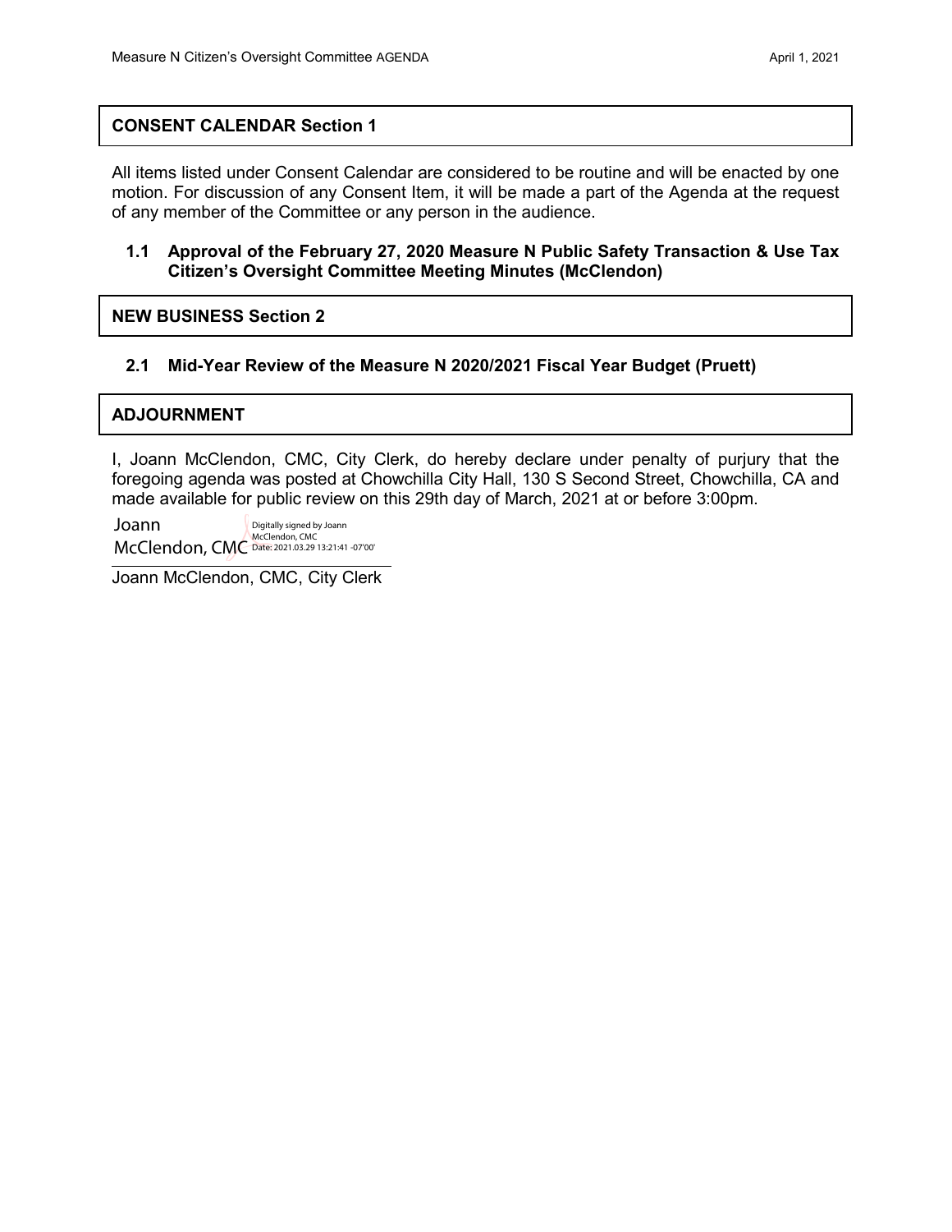## CONSENT CALENDAR Section 1

All items listed under Consent Calendar are considered to be routine and will be enacted by one motion. For discussion of any Consent Item, it will be made a part of the Agenda at the request of any member of the Committee or any person in the audience.

**1.1 Approval of the February 27, 2020 Measure N Public Safety Transaction & Use Tax Citizen's Oversight Committee Meeting Minutes (McClendon)**

## NEW BUSINESS Section 2

**2.1 Mid-Year Review of the Measure N 2020/2021 Fiscal Year Budget (Pruett)**

## ADJOURNMENT

I, Joann McClendon, CMC, City Clerk, do hereby declare under penalty of purjury that the foregoing agenda was posted at Chowchilla City Hall, 130 S Second Street, Chowchilla, CA and made available for public review on this 29th day of March, 2021 at or before 3:00pm.

Joann McClendon, CMC — Digitally signed by Joann McClendon, CMC Date: 2021.03.29 13:21:41 -07'00'

Joann McClendon, CMC, City Clerk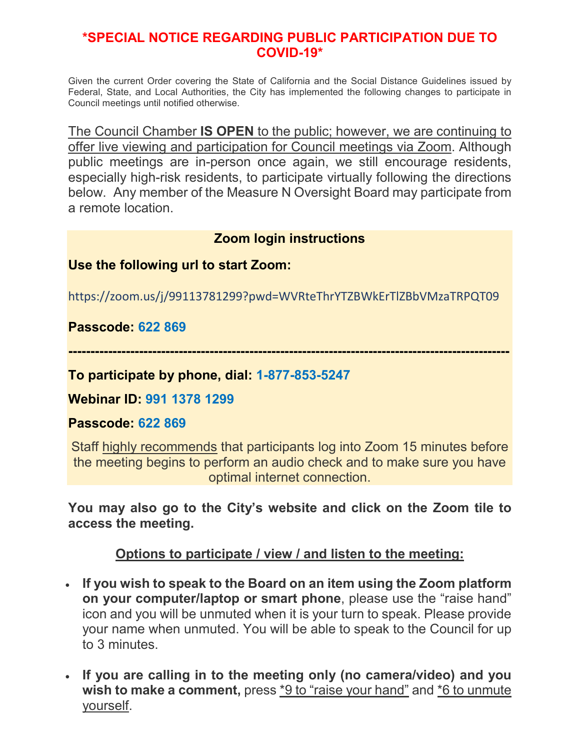# *SPECIAL NOTICE REGARDING PUBLIC PARTICIPATION DUE TO COVID-19*

Given the current Order covering the State of California and the Social Distance Guidelines issued by Federal, State, and Local Authorities, the City has implemented the following changes to participate in Council meetings until notified otherwise.

The Council Chamber **IS OPEN** to the public; however, we are continuing to offer live viewing and participation for Council meetings via Zoom. Although public meetings are in-person once again, we still encourage residents, especially high-risk residents, to participate virtually following the directions below. Any member of the Measure N Oversight Board may participate from a remote location.

**Zoom login instructions**

**Use the following url to start Zoom:**

https://zoom.us/j/99113781299?pwd=WVRteThrYTZBWkErTlZBbVMzaTRPQT09

**Passcode: 622 869**

---

**To participate by phone, dial: 1-877-853-5247**

**Webinar ID: 991 1378 1299**

**Passcode: 622 869**

Staff highly recommends that participants log into Zoom 15 minutes before the meeting begins to perform an audio check and to make sure you have optimal internet connection.

**You may also go to the City's website and click on the Zoom tile to access the meeting.**

**Options to participate / view / and listen to the meeting:**

- **If you wish to speak to the Board on an item using the Zoom platform on your computer/laptop or smart phone**, please use the "raise hand" icon and you will be unmuted when it is your turn to speak. Please provide your name when unmuted. You will be able to speak to the Council for up to 3 minutes.
- **If you are calling in to the meeting only (no camera/video) and you wish to make a comment,** press *9 to "raise your hand" and *6 to unmute yourself.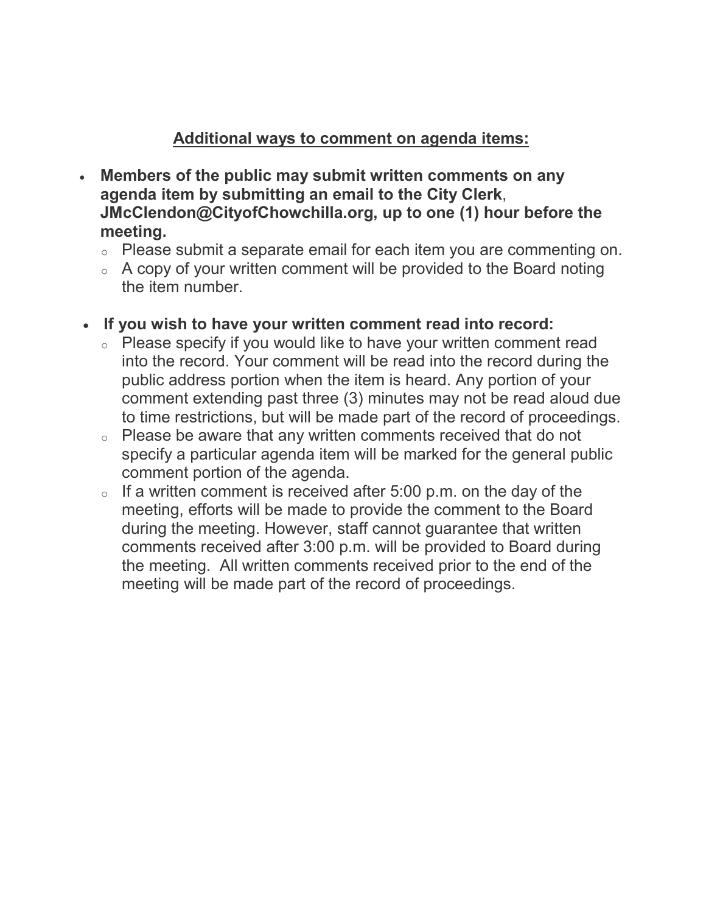## <u>Additional ways to comment on agenda items:</u>

- **Members of the public may submit written comments on any agenda item by submitting an email to the City Clerk**, **JMcClendon@CityofChowchilla.org, up to one (1) hour before the meeting.**
  - Please submit a separate email for each item you are commenting on.
  - A copy of your written comment will be provided to the Board noting the item number.

- **If you wish to have your written comment read into record:**
  - Please specify if you would like to have your written comment read into the record. Your comment will be read into the record during the public address portion when the item is heard. Any portion of your comment extending past three (3) minutes may not be read aloud due to time restrictions, but will be made part of the record of proceedings.
  - Please be aware that any written comments received that do not specify a particular agenda item will be marked for the general public comment portion of the agenda.
  - If a written comment is received after 5:00 p.m. on the day of the meeting, efforts will be made to provide the comment to the Board during the meeting. However, staff cannot guarantee that written comments received after 3:00 p.m. will be provided to Board during the meeting. All written comments received prior to the end of the meeting will be made part of the record of proceedings.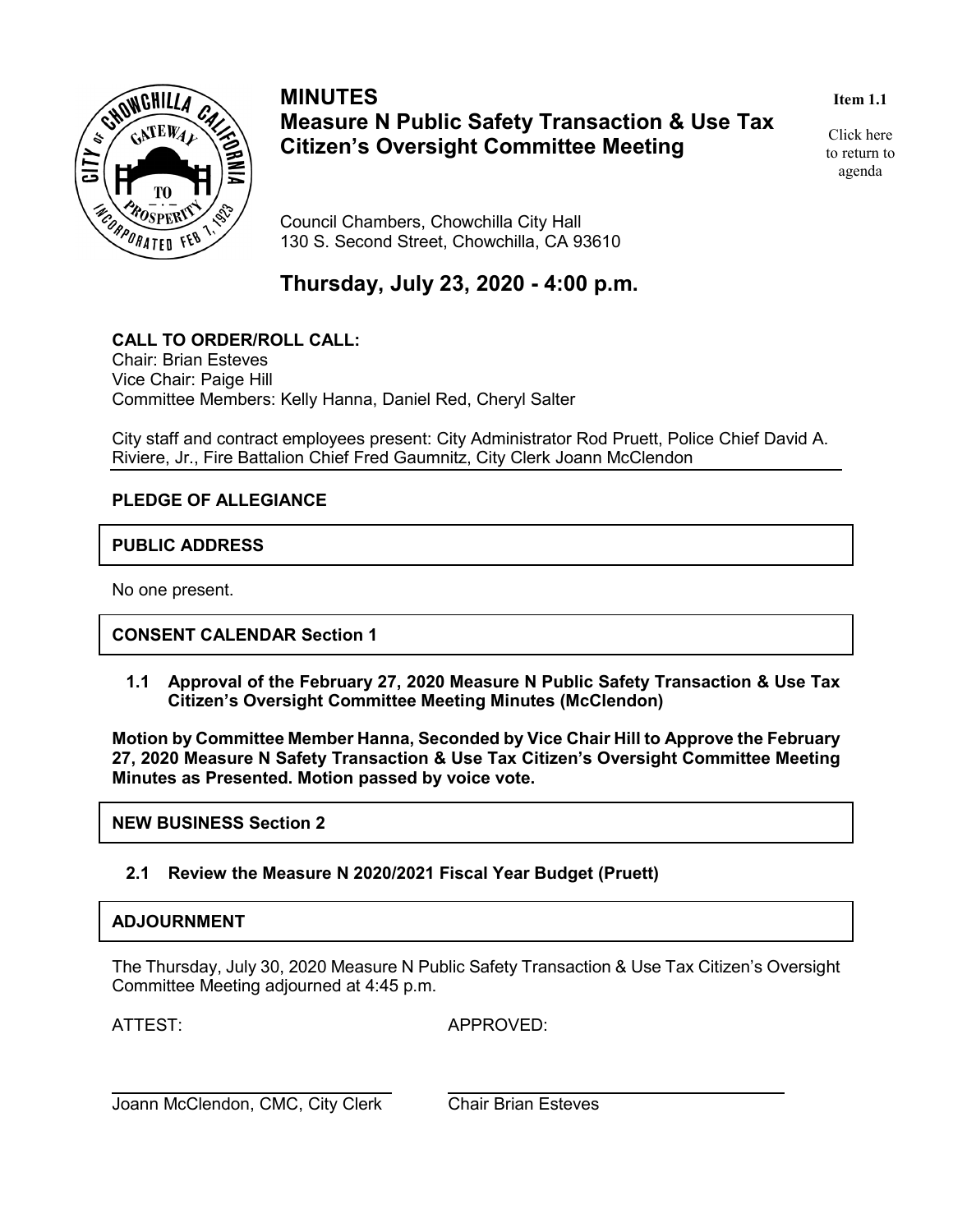Item 1.1

Click here to return to agenda

# MINUTES
# Measure N Public Safety Transaction & Use Tax Citizen's Oversight Committee Meeting

Council Chambers, Chowchilla City Hall
130 S. Second Street, Chowchilla, CA 93610

## Thursday, July 23, 2020 - 4:00 p.m.

**CALL TO ORDER/ROLL CALL:**
Chair: Brian Esteves
Vice Chair: Paige Hill
Committee Members: Kelly Hanna, Daniel Red, Cheryl Salter

City staff and contract employees present: City Administrator Rod Pruett, Police Chief David A. Riviere, Jr., Fire Battalion Chief Fred Gaumnitz, City Clerk Joann McClendon

**PLEDGE OF ALLEGIANCE**

**PUBLIC ADDRESS**

No one present.

**CONSENT CALENDAR Section 1**

**1.1 Approval of the February 27, 2020 Measure N Public Safety Transaction & Use Tax Citizen's Oversight Committee Meeting Minutes (McClendon)**

**Motion by Committee Member Hanna, Seconded by Vice Chair Hill to Approve the February 27, 2020 Measure N Safety Transaction & Use Tax Citizen's Oversight Committee Meeting Minutes as Presented. Motion passed by voice vote.**

**NEW BUSINESS Section 2**

**2.1 Review the Measure N 2020/2021 Fiscal Year Budget (Pruett)**

**ADJOURNMENT**

The Thursday, July 30, 2020 Measure N Public Safety Transaction & Use Tax Citizen's Oversight Committee Meeting adjourned at 4:45 p.m.

ATTEST: APPROVED:

Joann McClendon, CMC, City Clerk

Chair Brian Esteves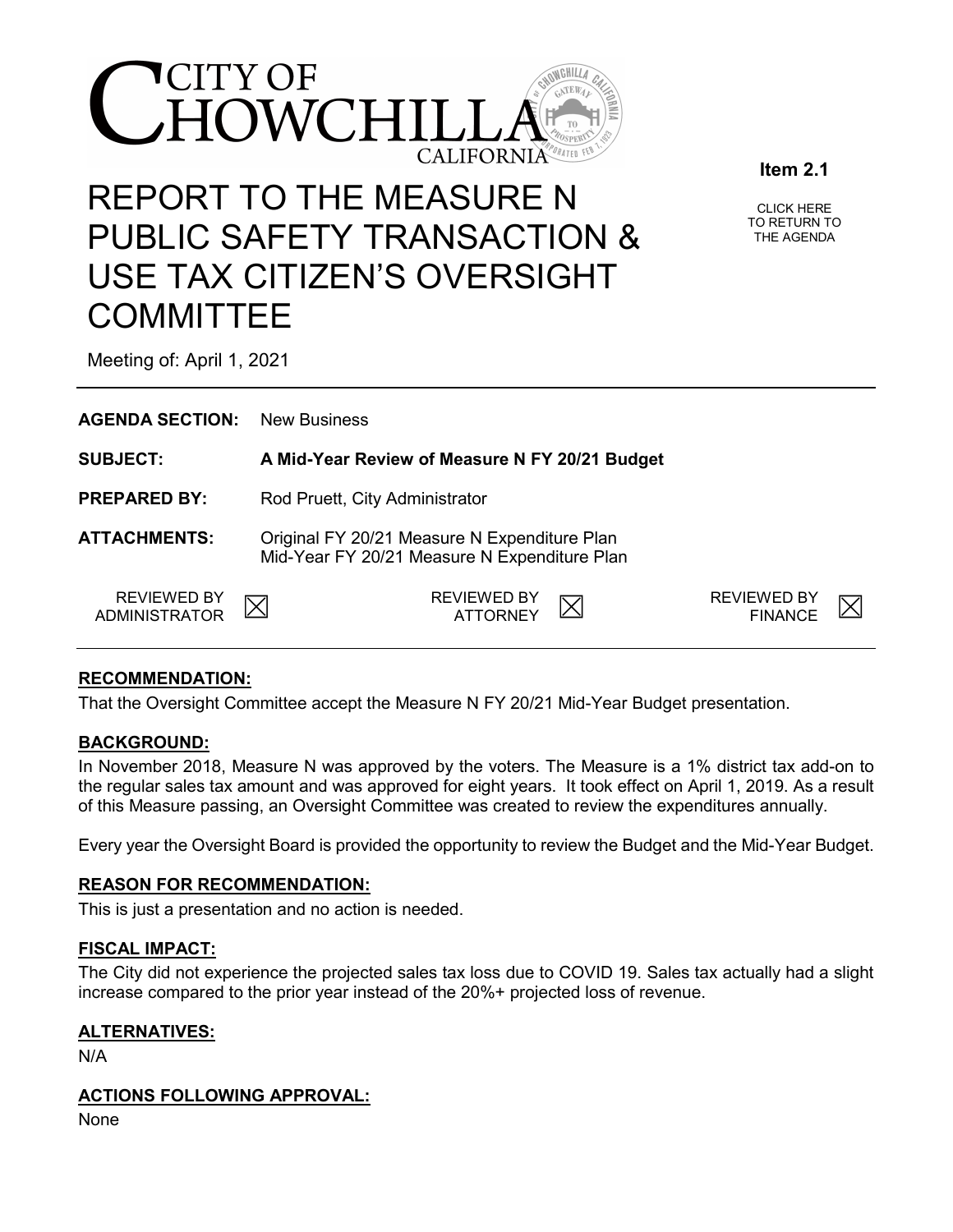# CITY OF CHOWCHILLA CALIFORNIA

**Item 2.1**

CLICK HERE TO RETURN TO THE AGENDA

# REPORT TO THE MEASURE N PUBLIC SAFETY TRANSACTION & USE TAX CITIZEN'S OVERSIGHT COMMITTEE

Meeting of: April 1, 2021

**AGENDA SECTION:** New Business

**SUBJECT:** **A Mid-Year Review of Measure N FY 20/21 Budget**

**PREPARED BY:** Rod Pruett, City Administrator

**ATTACHMENTS:** Original FY 20/21 Measure N Expenditure Plan
Mid-Year FY 20/21 Measure N Expenditure Plan

REVIEWED BY ADMINISTRATOR ☒ REVIEWED BY ATTORNEY ☒ REVIEWED BY FINANCE ☒

## RECOMMENDATION:

That the Oversight Committee accept the Measure N FY 20/21 Mid-Year Budget presentation.

## BACKGROUND:

In November 2018, Measure N was approved by the voters. The Measure is a 1% district tax add-on to the regular sales tax amount and was approved for eight years. It took effect on April 1, 2019. As a result of this Measure passing, an Oversight Committee was created to review the expenditures annually.

Every year the Oversight Board is provided the opportunity to review the Budget and the Mid-Year Budget.

## REASON FOR RECOMMENDATION:

This is just a presentation and no action is needed.

## FISCAL IMPACT:

The City did not experience the projected sales tax loss due to COVID 19. Sales tax actually had a slight increase compared to the prior year instead of the 20%+ projected loss of revenue.

## ALTERNATIVES:

N/A

## ACTIONS FOLLOWING APPROVAL:

None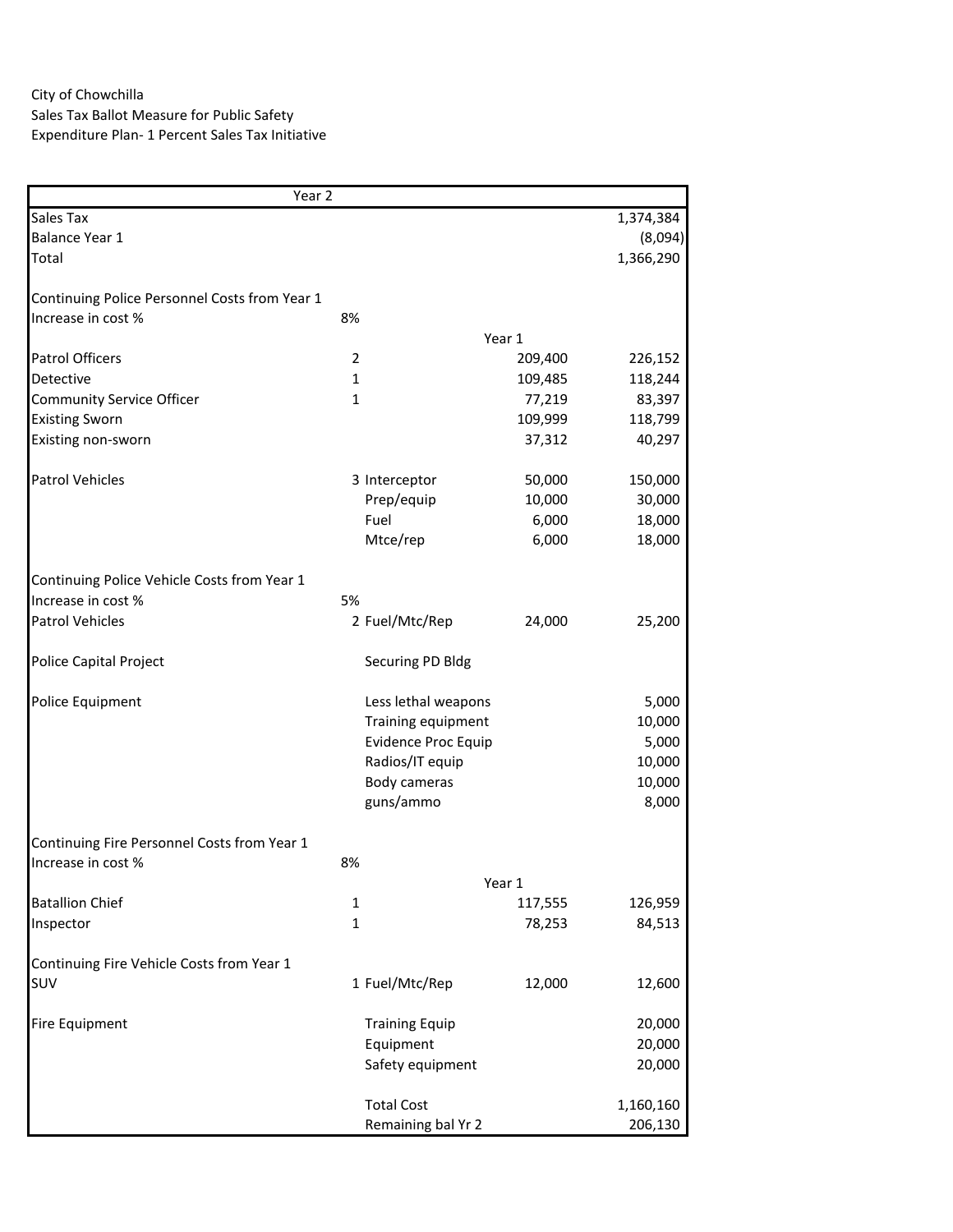City of Chowchilla
Sales Tax Ballot Measure for Public Safety
Expenditure Plan- 1 Percent Sales Tax Initiative

| Year 2 | | | | |
|---|---|---|---|---|
| Sales Tax | | | | 1,374,384 |
| Balance Year 1 | | | | (8,094) |
| Total | | | | 1,366,290 |
| | | | | |
| Continuing Police Personnel Costs from Year 1 | | | | |
| Increase in cost % | 8% | | | |
| | | | Year 1 | |
| Patrol Officers | 2 | | 209,400 | 226,152 |
| Detective | 1 | | 109,485 | 118,244 |
| Community Service Officer | 1 | | 77,219 | 83,397 |
| Existing Sworn | | | 109,999 | 118,799 |
| Existing non-sworn | | | 37,312 | 40,297 |
| | | | | |
| Patrol Vehicles | 3 | Interceptor | 50,000 | 150,000 |
| | | Prep/equip | 10,000 | 30,000 |
| | | Fuel | 6,000 | 18,000 |
| | | Mtce/rep | 6,000 | 18,000 |
| | | | | |
| Continuing Police Vehicle Costs from Year 1 | | | | |
| Increase in cost % | 5% | | | |
| Patrol Vehicles | 2 | Fuel/Mtc/Rep | 24,000 | 25,200 |
| | | | | |
| Police Capital Project | | Securing PD Bldg | | |
| | | | | |
| Police Equipment | | Less lethal weapons | | 5,000 |
| | | Training equipment | | 10,000 |
| | | Evidence Proc Equip | | 5,000 |
| | | Radios/IT equip | | 10,000 |
| | | Body cameras | | 10,000 |
| | | guns/ammo | | 8,000 |
| | | | | |
| Continuing Fire Personnel Costs from Year 1 | | | | |
| Increase in cost % | 8% | | | |
| | | | Year 1 | |
| Batallion Chief | 1 | | 117,555 | 126,959 |
| Inspector | 1 | | 78,253 | 84,513 |
| | | | | |
| Continuing Fire Vehicle Costs from Year 1 | | | | |
| SUV | 1 | Fuel/Mtc/Rep | 12,000 | 12,600 |
| | | | | |
| Fire Equipment | | Training Equip | | 20,000 |
| | | Equipment | | 20,000 |
| | | Safety equipment | | 20,000 |
| | | | | |
| | | Total Cost | | 1,160,160 |
| | | Remaining bal Yr 2 | | 206,130 |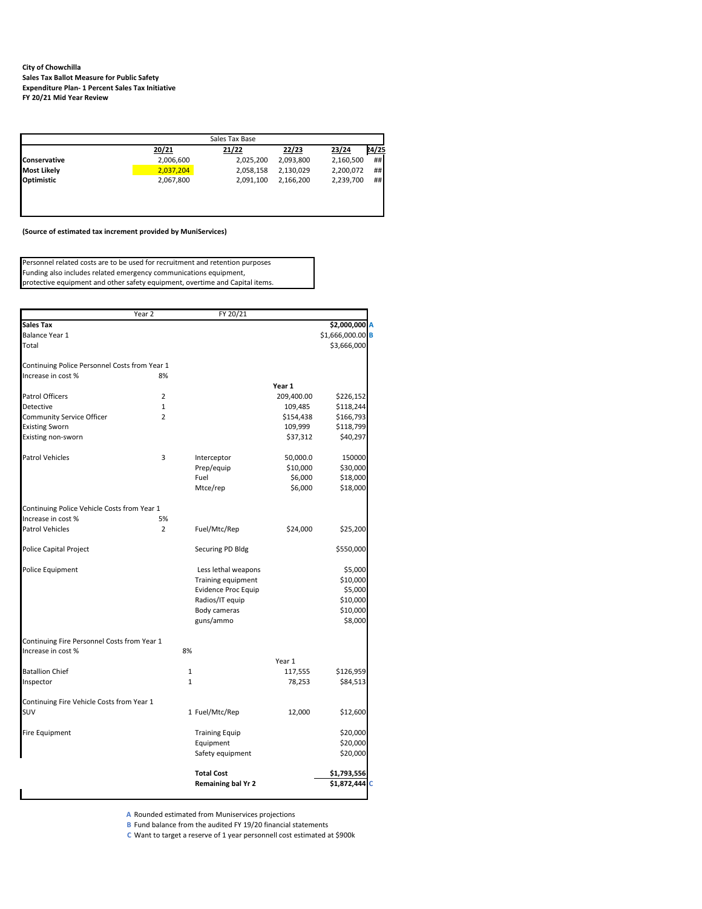**City of Chowchilla**
**Sales Tax Ballot Measure for Public Safety**
**Expenditure Plan- 1 Percent Sales Tax Initiative**
**FY 20/21 Mid Year Review**

| Sales Tax Base | | | | | |
|---|---|---|---|---|---|
| | **20/21** | **21/22** | **22/23** | **23/24** | **24/25** |
| **Conservative** | 2,006,600 | 2,025,200 | 2,093,800 | 2,160,500 | ## |
| **Most Likely** | 2,037,204 | 2,058,158 | 2,130,029 | 2,200,072 | ## |
| **Optimistic** | 2,067,800 | 2,091,100 | 2,166,200 | 2,239,700 | ## |

**(Source of estimated tax increment provided by MuniServices)**

Personnel related costs are to be used for recruitment and retention purposes
Funding also includes related emergency communications equipment,
protective equipment and other safety equipment, overtime and Capital items.

| Year 2 | | FY 20/21 | | | |
|---|---|---|---|---|---|
| **Sales Tax** | | | | **$2,000,000** | A |
| Balance Year 1 | | | | $1,666,000.00 | B |
| Total | | | | $3,666,000 | |
| | | | | | |
| Continuing Police Personnel Costs from Year 1 | | | | | |
| Increase in cost % | 8% | | | | |
| | | | **Year 1** | | |
| Patrol Officers | 2 | | 209,400.00 | $226,152 | |
| Detective | 1 | | 109,485 | $118,244 | |
| Community Service Officer | 2 | | $154,438 | $166,793 | |
| Existing Sworn | | | 109,999 | $118,799 | |
| Existing non-sworn | | | $37,312 | $40,297 | |
| | | | | | |
| Patrol Vehicles | 3 | Interceptor | 50,000.0 | 150000 | |
| | | Prep/equip | $10,000 | $30,000 | |
| | | Fuel | $6,000 | $18,000 | |
| | | Mtce/rep | $6,000 | $18,000 | |
| | | | | | |
| Continuing Police Vehicle Costs from Year 1 | | | | | |
| Increase in cost % | 5% | | | | |
| Patrol Vehicles | 2 | Fuel/Mtc/Rep | $24,000 | $25,200 | |
| | | | | | |
| Police Capital Project | | Securing PD Bldg | | $550,000 | |
| | | | | | |
| Police Equipment | | Less lethal weapons | | $5,000 | |
| | | Training equipment | | $10,000 | |
| | | Evidence Proc Equip | | $5,000 | |
| | | Radios/IT equip | | $10,000 | |
| | | Body cameras | | $10,000 | |
| | | guns/ammo | | $8,000 | |
| | | | | | |
| Continuing Fire Personnel Costs from Year 1 | | | | | |
| Increase in cost % | 8% | | | | |
| | | | Year 1 | | |
| Batallion Chief | 1 | | 117,555 | $126,959 | |
| Inspector | 1 | | 78,253 | $84,513 | |
| | | | | | |
| Continuing Fire Vehicle Costs from Year 1 | | | | | |
| SUV | 1 | Fuel/Mtc/Rep | 12,000 | $12,600 | |
| | | | | | |
| Fire Equipment | | Training Equip | | $20,000 | |
| | | Equipment | | $20,000 | |
| | | Safety equipment | | $20,000 | |
| | | | | | |
| | | **Total Cost** | | **$1,793,556** | |
| | | **Remaining bal Yr 2** | | **$1,872,444** | C |

A Rounded estimated from Muniservices projections
B Fund balance from the audited FY 19/20 financial statements
C Want to target a reserve of 1 year personnell cost estimated at $900k